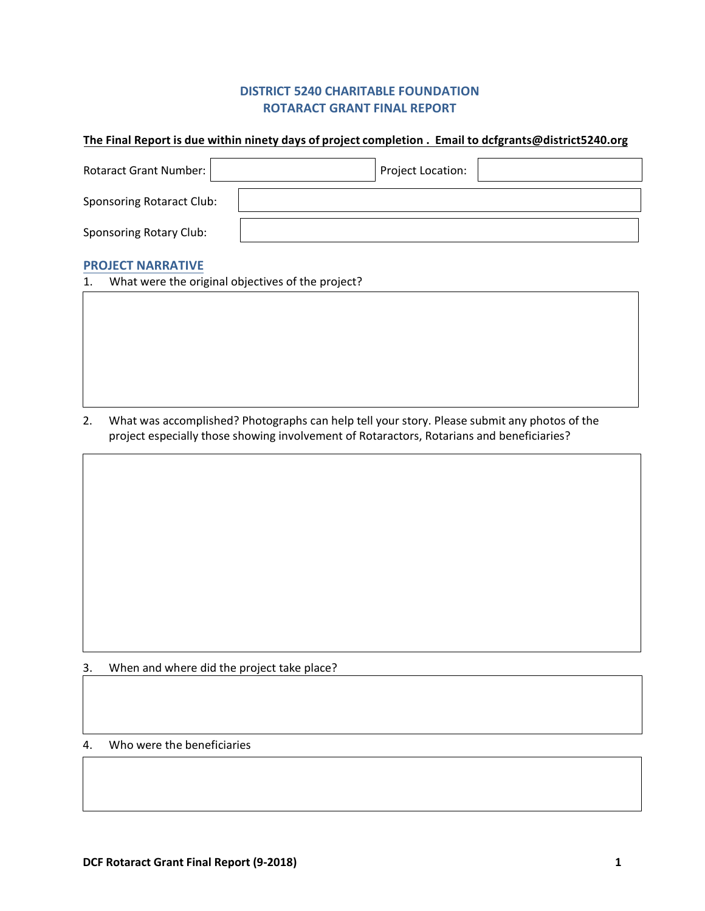# DISTRICT 5240 CHARITABLE FOUNDATION
# ROTARACT GRANT FINAL REPORT

**The Final Report is due within ninety days of project completion . Email to dcfgrants@district5240.org**

Rotaract Grant Number: | Project Location:

Sponsoring Rotaract Club:

Sponsoring Rotary Club:

## PROJECT NARRATIVE

1. What were the original objectives of the project?

2. What was accomplished? Photographs can help tell your story. Please submit any photos of the project especially those showing involvement of Rotaractors, Rotarians and beneficiaries?

3. When and where did the project take place?

4. Who were the beneficiaries

**DCF Rotaract Grant Final Report (9-2018)**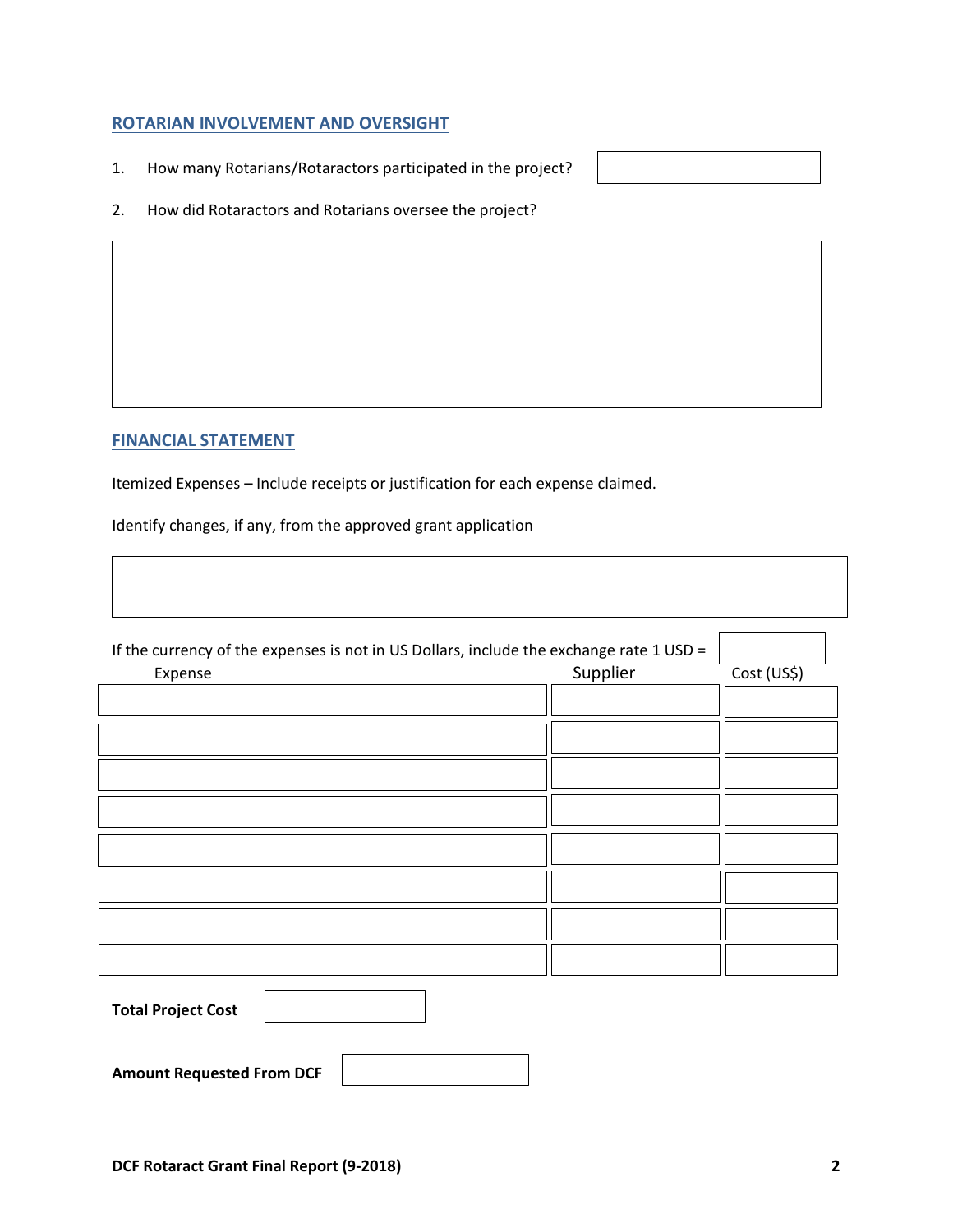## ROTARIAN INVOLVEMENT AND OVERSIGHT

1. How many Rotarians/Rotaractors participated in the project?

2. How did Rotaractors and Rotarians oversee the project?

## FINANCIAL STATEMENT

Itemized Expenses – Include receipts or justification for each expense claimed.

Identify changes, if any, from the approved grant application

If the currency of the expenses is not in US Dollars, include the exchange rate 1 USD =

| Expense | Supplier | Cost (US$) |
|---|---|---|
| | | |
| | | |
| | | |
| | | |
| | | |
| | | |
| | | |
| | | |

**Total Project Cost**

**Amount Requested From DCF**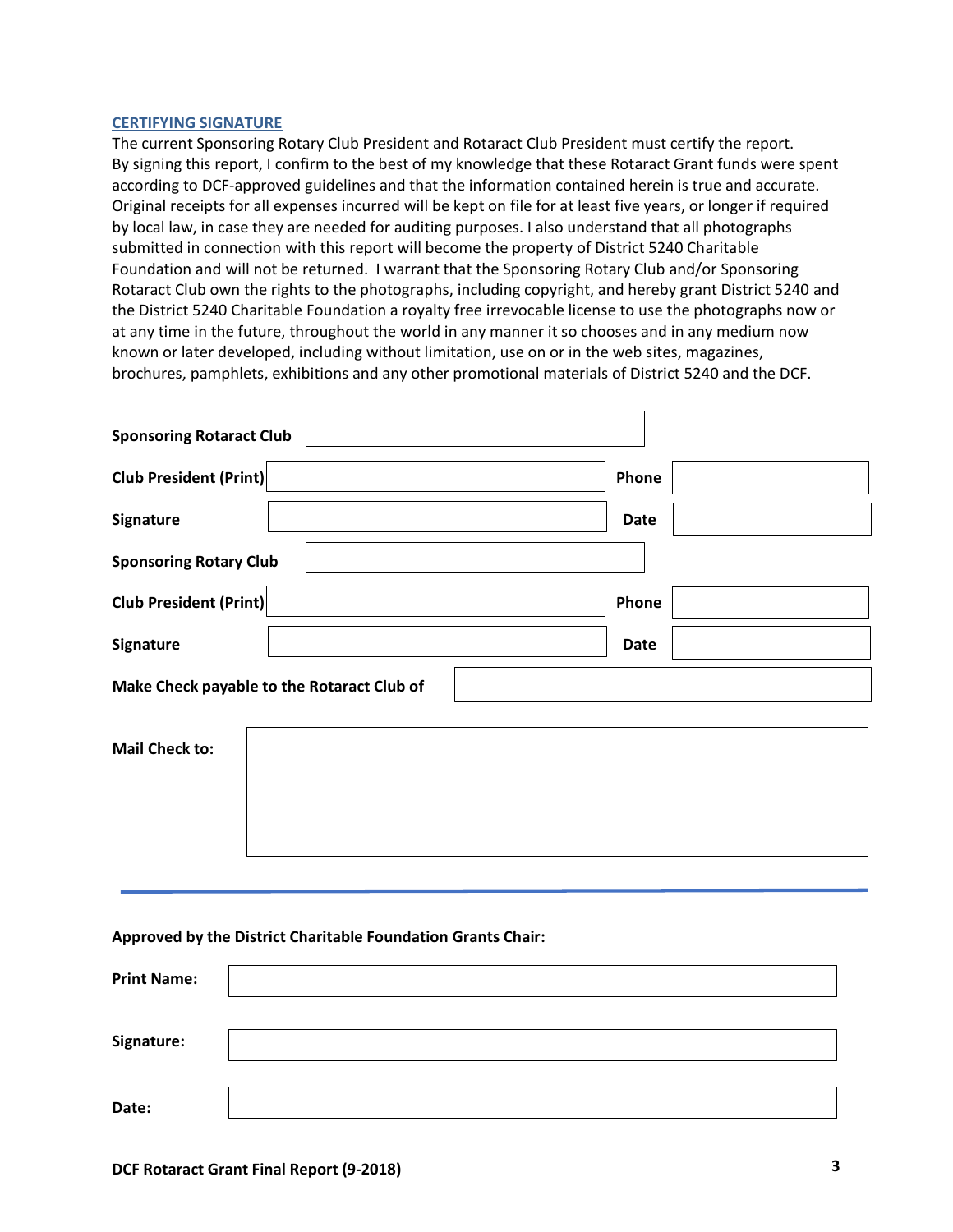## CERTIFYING SIGNATURE

The current Sponsoring Rotary Club President and Rotaract Club President must certify the report. By signing this report, I confirm to the best of my knowledge that these Rotaract Grant funds were spent according to DCF-approved guidelines and that the information contained herein is true and accurate. Original receipts for all expenses incurred will be kept on file for at least five years, or longer if required by local law, in case they are needed for auditing purposes. I also understand that all photographs submitted in connection with this report will become the property of District 5240 Charitable Foundation and will not be returned. I warrant that the Sponsoring Rotary Club and/or Sponsoring Rotaract Club own the rights to the photographs, including copyright, and hereby grant District 5240 and the District 5240 Charitable Foundation a royalty free irrevocable license to use the photographs now or at any time in the future, throughout the world in any manner it so chooses and in any medium now known or later developed, including without limitation, use on or in the web sites, magazines, brochures, pamphlets, exhibitions and any other promotional materials of District 5240 and the DCF.

| | | | |
|---|---|---|---|
| **Sponsoring Rotaract Club** | | | |
| **Club President (Print)** | | **Phone** | |
| **Signature** | | **Date** | |
| **Sponsoring Rotary Club** | | | |
| **Club President (Print)** | | **Phone** | |
| **Signature** | | **Date** | |

**Make Check payable to the Rotaract Club of** \_\_\_\_\_\_\_\_\_\_\_\_\_\_\_\_

**Mail Check to:** \_\_\_\_\_\_\_\_\_\_\_\_\_\_\_\_

---

**Approved by the District Charitable Foundation Grants Chair:**

**Print Name:** \_\_\_\_\_\_\_\_\_\_\_\_\_\_\_\_

**Signature:** \_\_\_\_\_\_\_\_\_\_\_\_\_\_\_\_

**Date:** \_\_\_\_\_\_\_\_\_\_\_\_\_\_\_\_

**DCF Rotaract Grant Final Report (9-2018)**